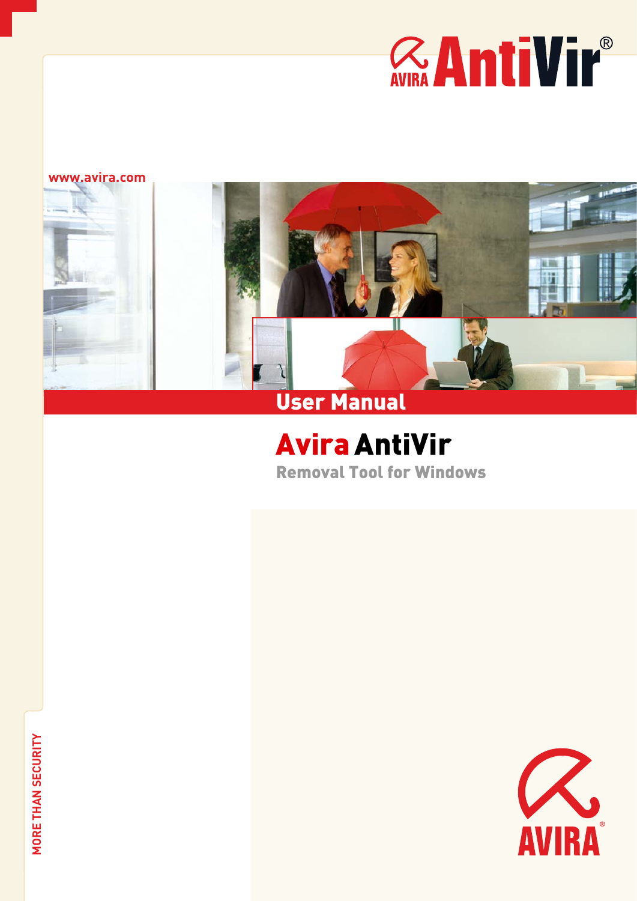AVIRA AntiVir®

www.avira.com

# User Manual

## Avira AntiVir

### Removal Tool for Windows

MORE THAN SECURITY

AVIRA®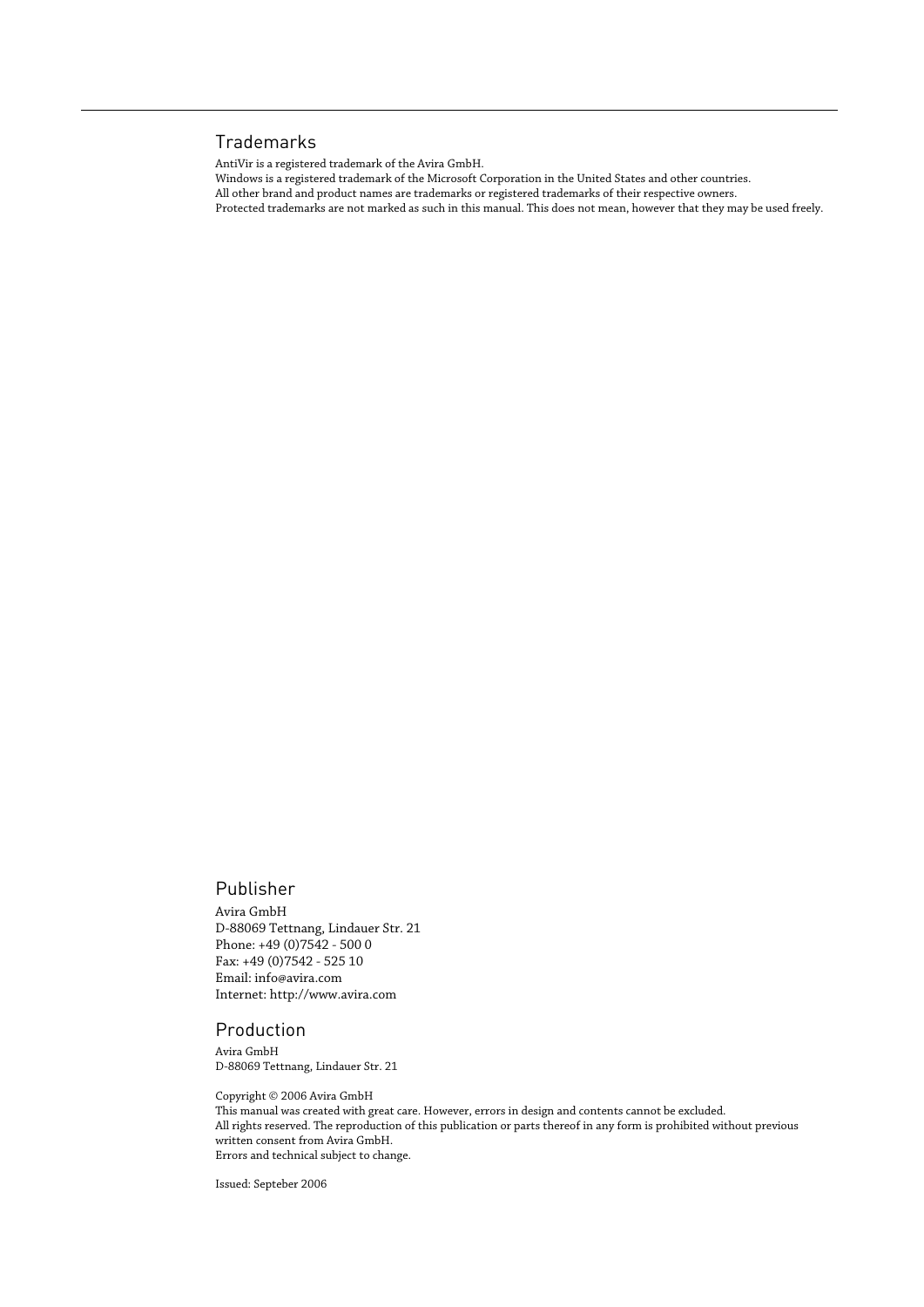## Trademarks

AntiVir is a registered trademark of the Avira GmbH.
Windows is a registered trademark of the Microsoft Corporation in the United States and other countries.
All other brand and product names are trademarks or registered trademarks of their respective owners.
Protected trademarks are not marked as such in this manual. This does not mean, however that they may be used freely.

## Publisher

Avira GmbH
D-88069 Tettnang, Lindauer Str. 21
Phone: +49 (0)7542 - 500 0
Fax: +49 (0)7542 - 525 10
Email: info@avira.com
Internet: http://www.avira.com

## Production

Avira GmbH
D-88069 Tettnang, Lindauer Str. 21

Copyright © 2006 Avira GmbH
This manual was created with great care. However, errors in design and contents cannot be excluded.
All rights reserved. The reproduction of this publication or parts thereof in any form is prohibited without previous written consent from Avira GmbH.
Errors and technical subject to change.

Issued: Septeber 2006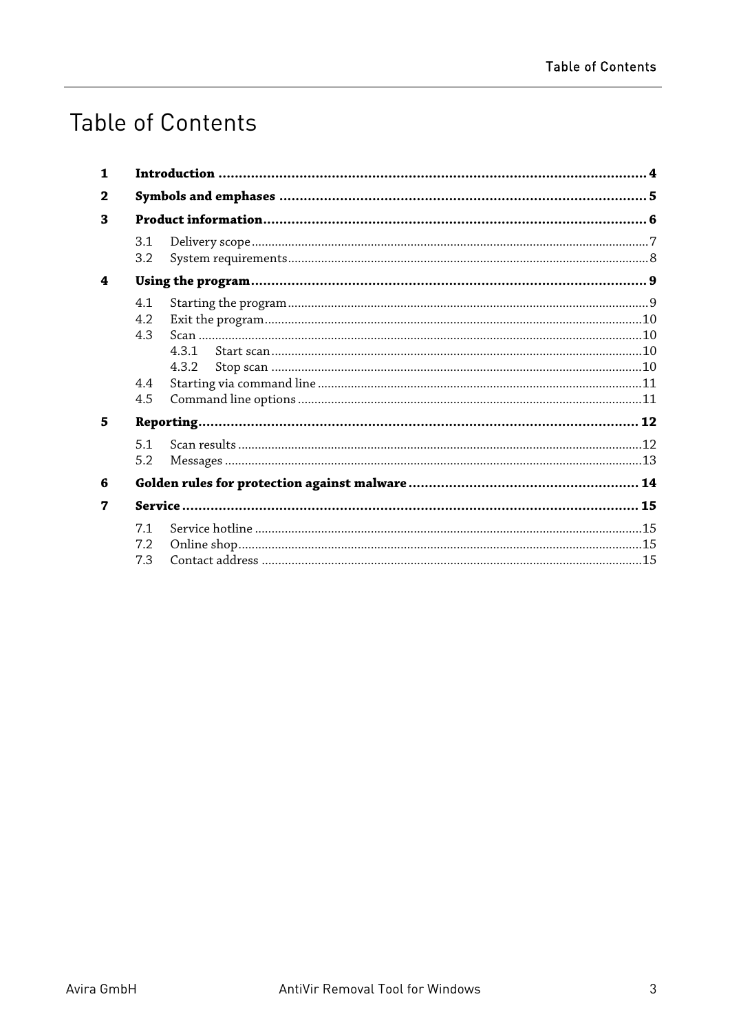# Table of Contents

**1 Introduction .......... 4**

**2 Symbols and emphases .......... 5**

**3 Product information .......... 6**

- 3.1 Delivery scope .......... 7
- 3.2 System requirements .......... 8

**4 Using the program .......... 9**

- 4.1 Starting the program .......... 9
- 4.2 Exit the program .......... 10
- 4.3 Scan .......... 10
  - 4.3.1 Start scan .......... 10
  - 4.3.2 Stop scan .......... 10
- 4.4 Starting via command line .......... 11
- 4.5 Command line options .......... 11

**5 Reporting .......... 12**

- 5.1 Scan results .......... 12
- 5.2 Messages .......... 13

**6 Golden rules for protection against malware .......... 14**

**7 Service .......... 15**

- 7.1 Service hotline .......... 15
- 7.2 Online shop .......... 15
- 7.3 Contact address .......... 15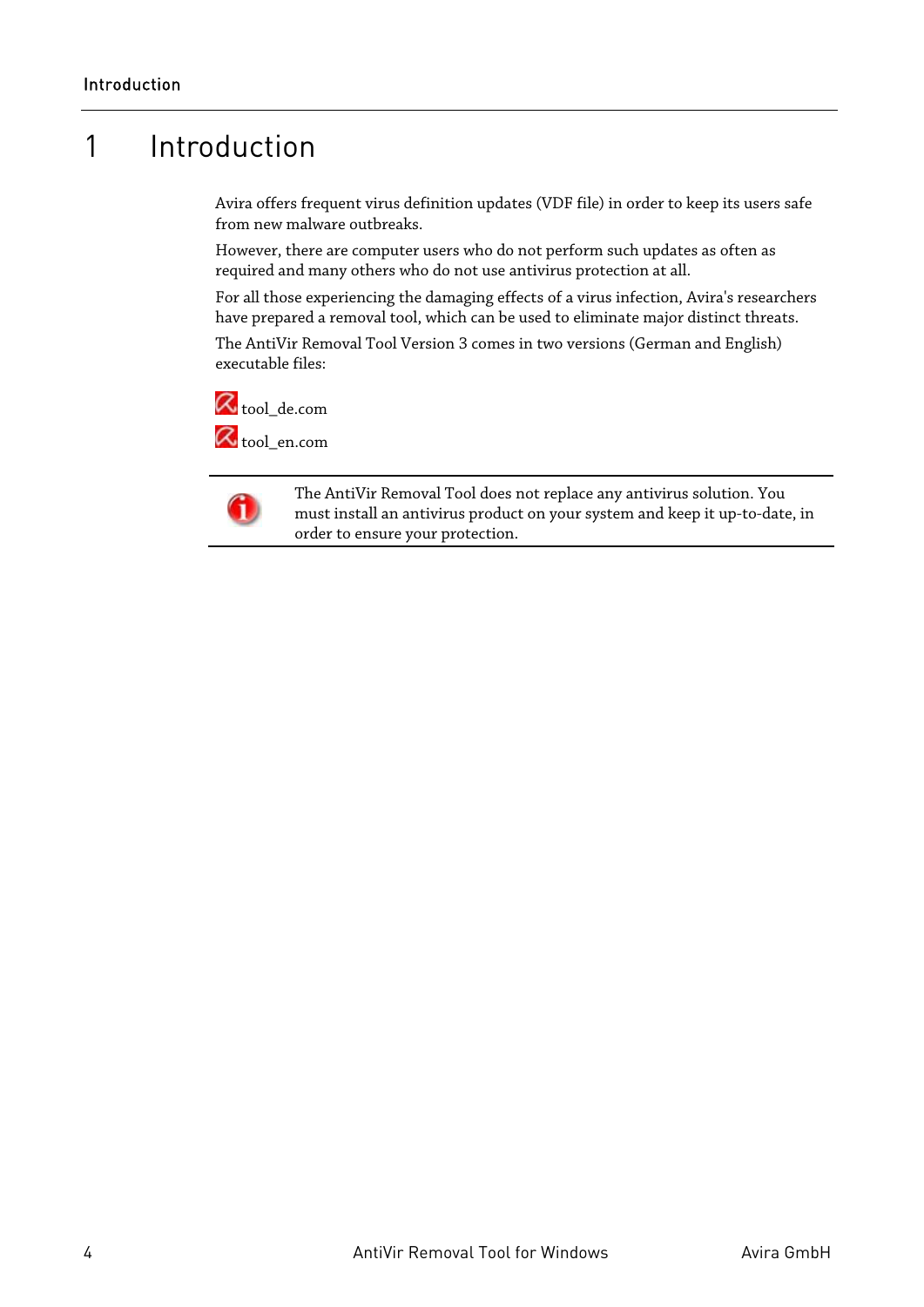# 1 Introduction

Avira offers frequent virus definition updates (VDF file) in order to keep its users safe from new malware outbreaks.

However, there are computer users who do not perform such updates as often as required and many others who do not use antivirus protection at all.

For all those experiencing the damaging effects of a virus infection, Avira's researchers have prepared a removal tool, which can be used to eliminate major distinct threats.

The AntiVir Removal Tool Version 3 comes in two versions (German and English) executable files:

tool_de.com

tool_en.com

> The AntiVir Removal Tool does not replace any antivirus solution. You must install an antivirus product on your system and keep it up-to-date, in order to ensure your protection.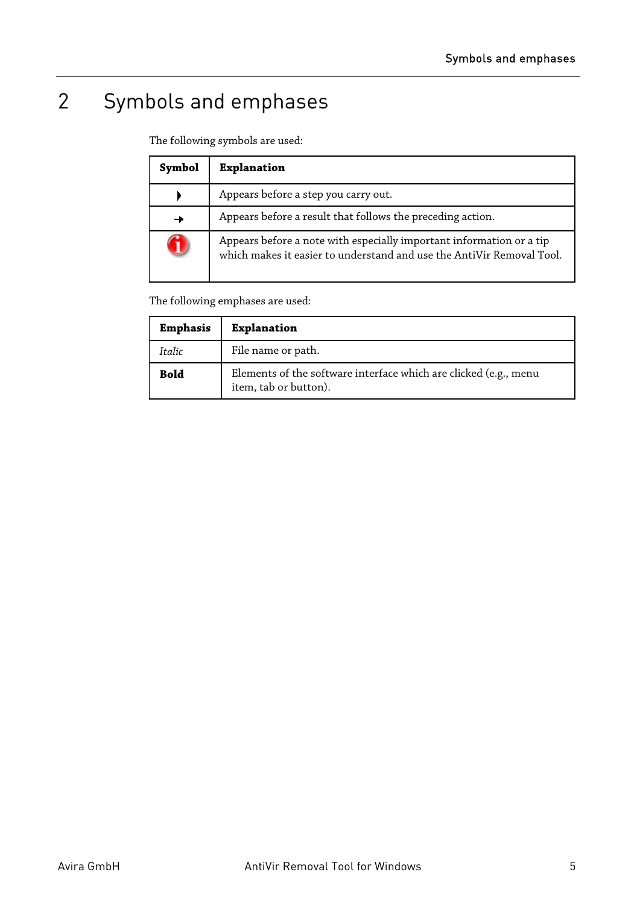# 2 Symbols and emphases

The following symbols are used:

| Symbol | Explanation |
|---|---|
| ▶ | Appears before a step you carry out. |
| → | Appears before a result that follows the preceding action. |
| ⓘ | Appears before a note with especially important information or a tip which makes it easier to understand and use the AntiVir Removal Tool. |

The following emphases are used:

| Emphasis | Explanation |
|---|---|
| *Italic* | File name or path. |
| **Bold** | Elements of the software interface which are clicked (e.g., menu item, tab or button). |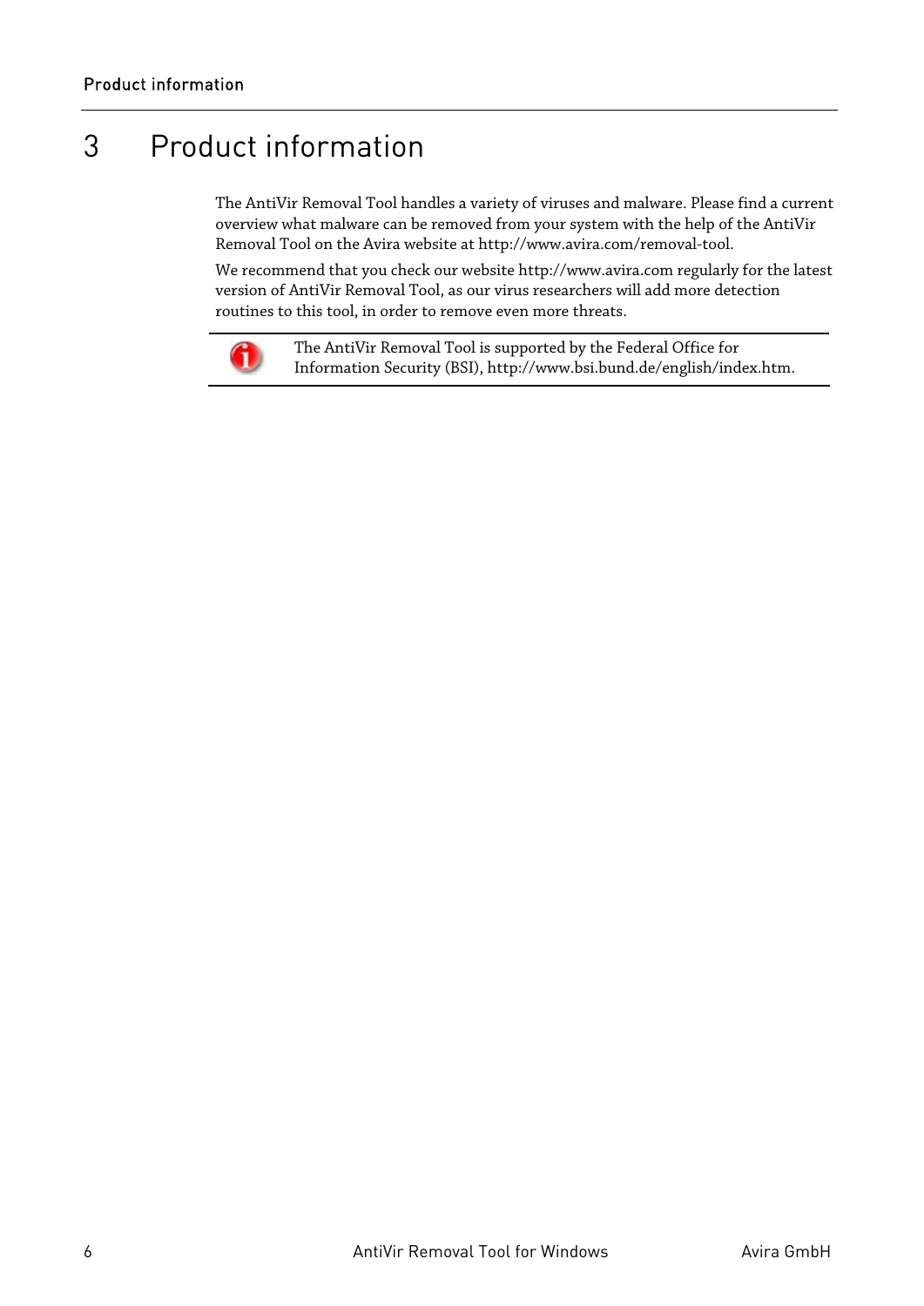# 3 Product information

The AntiVir Removal Tool handles a variety of viruses and malware. Please find a current overview what malware can be removed from your system with the help of the AntiVir Removal Tool on the Avira website at http://www.avira.com/removal-tool.

We recommend that you check our website http://www.avira.com regularly for the latest version of AntiVir Removal Tool, as our virus researchers will add more detection routines to this tool, in order to remove even more threats.

> The AntiVir Removal Tool is supported by the Federal Office for Information Security (BSI), http://www.bsi.bund.de/english/index.htm.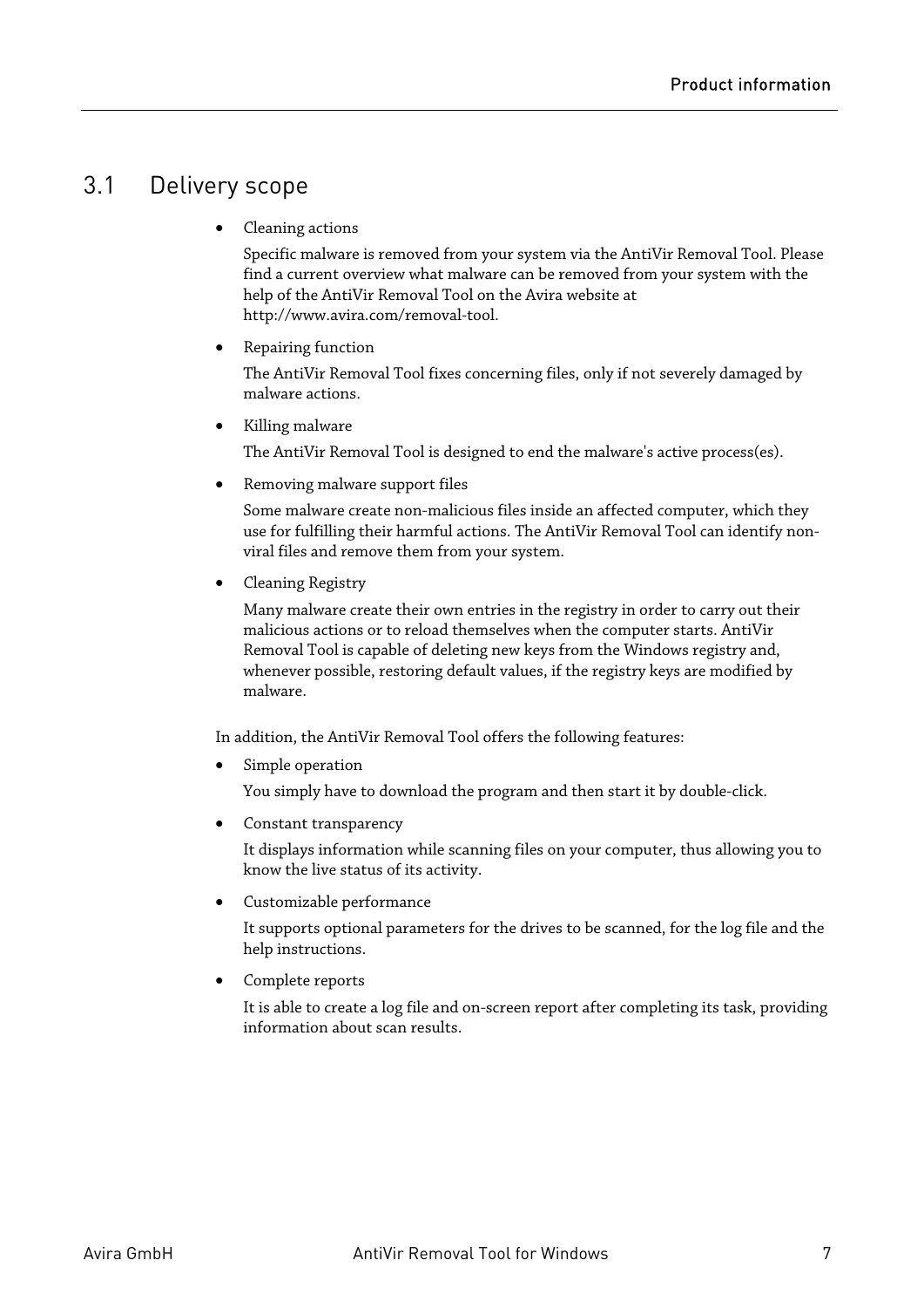## 3.1 Delivery scope

- Cleaning actions

  Specific malware is removed from your system via the AntiVir Removal Tool. Please find a current overview what malware can be removed from your system with the help of the AntiVir Removal Tool on the Avira website at http://www.avira.com/removal-tool.

- Repairing function

  The AntiVir Removal Tool fixes concerning files, only if not severely damaged by malware actions.

- Killing malware

  The AntiVir Removal Tool is designed to end the malware's active process(es).

- Removing malware support files

  Some malware create non-malicious files inside an affected computer, which they use for fulfilling their harmful actions. The AntiVir Removal Tool can identify non-viral files and remove them from your system.

- Cleaning Registry

  Many malware create their own entries in the registry in order to carry out their malicious actions or to reload themselves when the computer starts. AntiVir Removal Tool is capable of deleting new keys from the Windows registry and, whenever possible, restoring default values, if the registry keys are modified by malware.

In addition, the AntiVir Removal Tool offers the following features:

- Simple operation

  You simply have to download the program and then start it by double-click.

- Constant transparency

  It displays information while scanning files on your computer, thus allowing you to know the live status of its activity.

- Customizable performance

  It supports optional parameters for the drives to be scanned, for the log file and the help instructions.

- Complete reports

  It is able to create a log file and on-screen report after completing its task, providing information about scan results.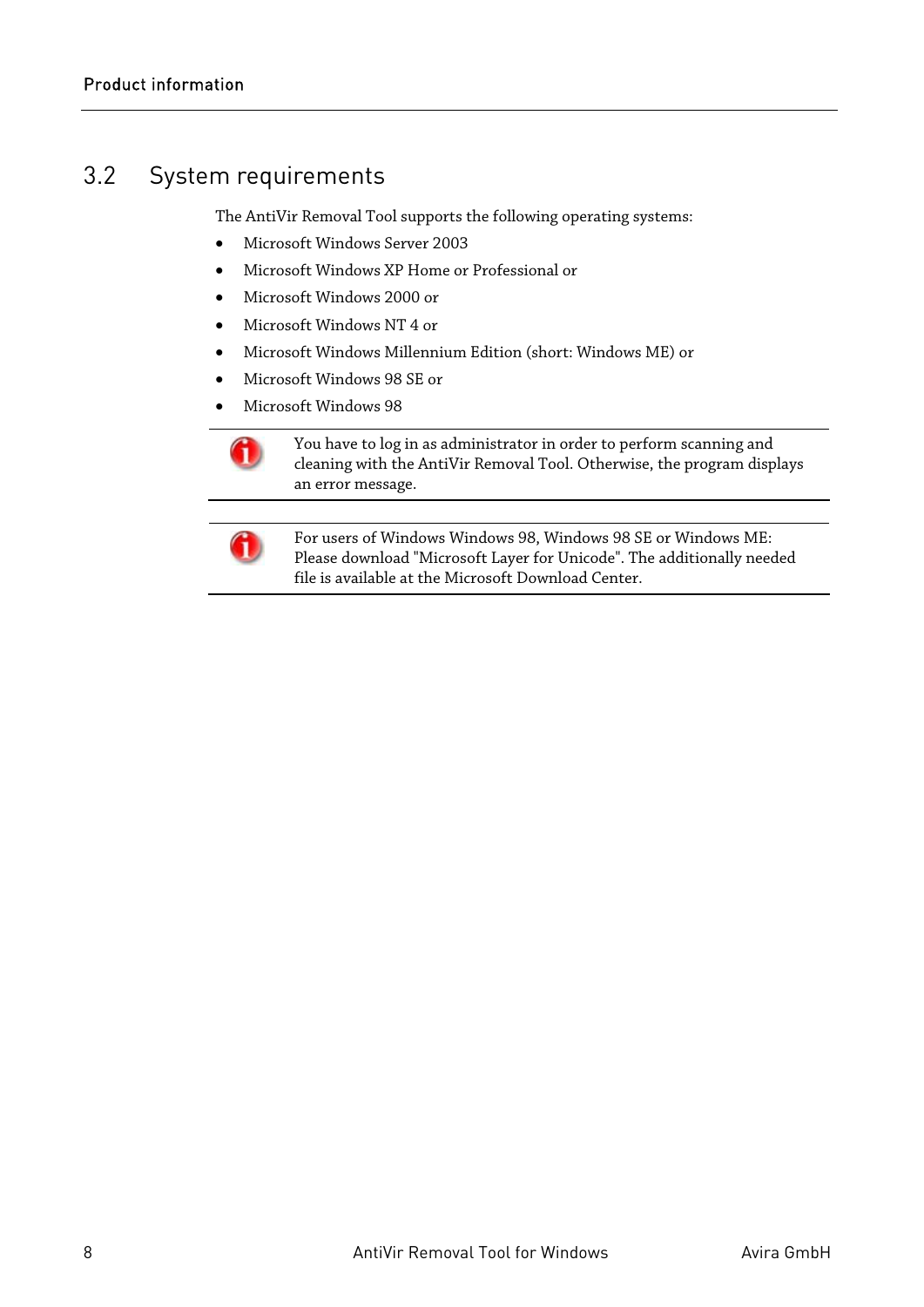## 3.2 System requirements

The AntiVir Removal Tool supports the following operating systems:

- Microsoft Windows Server 2003
- Microsoft Windows XP Home or Professional or
- Microsoft Windows 2000 or
- Microsoft Windows NT 4 or
- Microsoft Windows Millennium Edition (short: Windows ME) or
- Microsoft Windows 98 SE or
- Microsoft Windows 98

> You have to log in as administrator in order to perform scanning and cleaning with the AntiVir Removal Tool. Otherwise, the program displays an error message.

> For users of Windows Windows 98, Windows 98 SE or Windows ME: Please download "Microsoft Layer for Unicode". The additionally needed file is available at the Microsoft Download Center.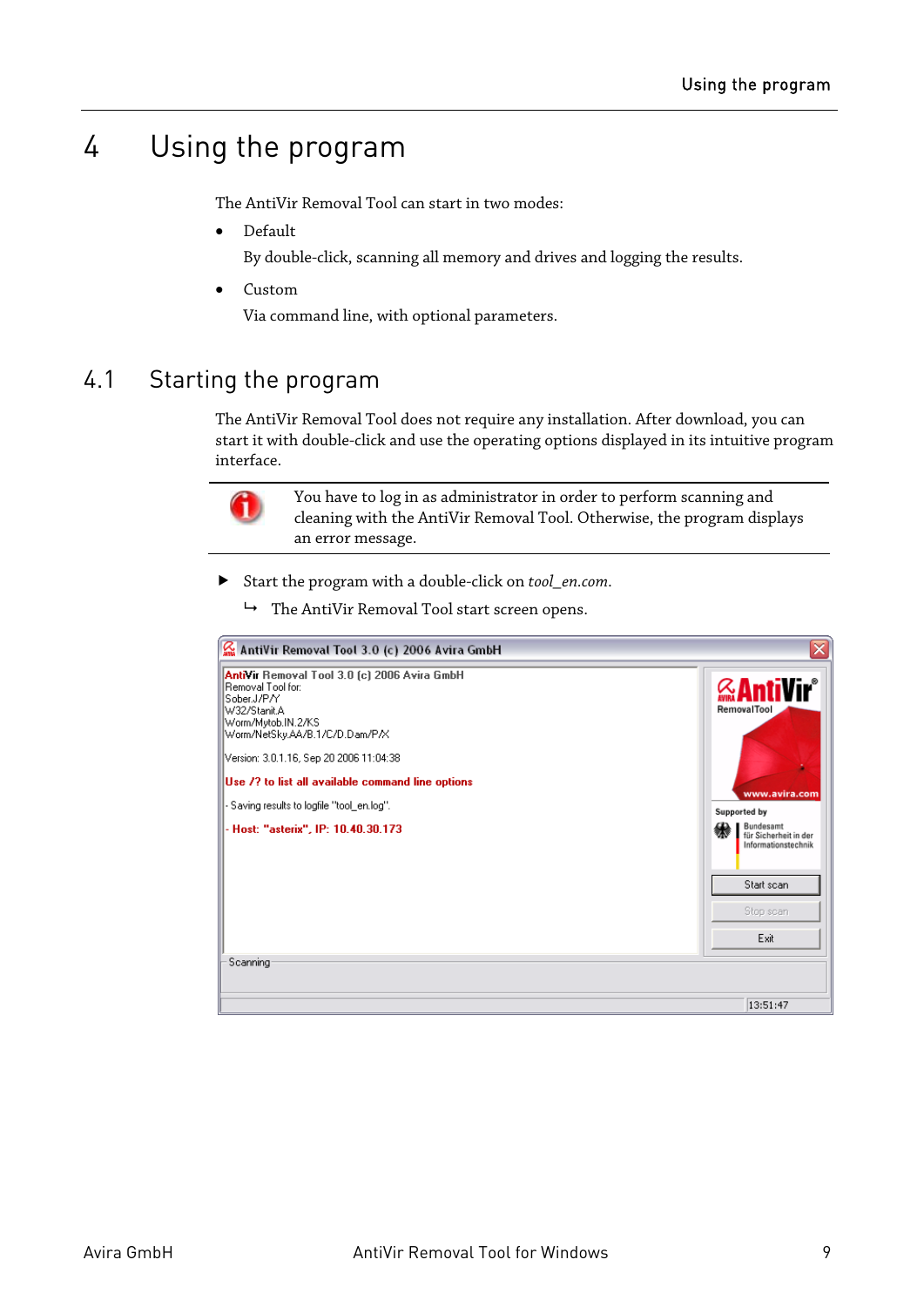# 4 Using the program

The AntiVir Removal Tool can start in two modes:

- Default

  By double-click, scanning all memory and drives and logging the results.

- Custom

  Via command line, with optional parameters.

## 4.1 Starting the program

The AntiVir Removal Tool does not require any installation. After download, you can start it with double-click and use the operating options displayed in its intuitive program interface.

> You have to log in as administrator in order to perform scanning and cleaning with the AntiVir Removal Tool. Otherwise, the program displays an error message.

▶ Start the program with a double-click on *tool_en.com*.

↳ The AntiVir Removal Tool start screen opens.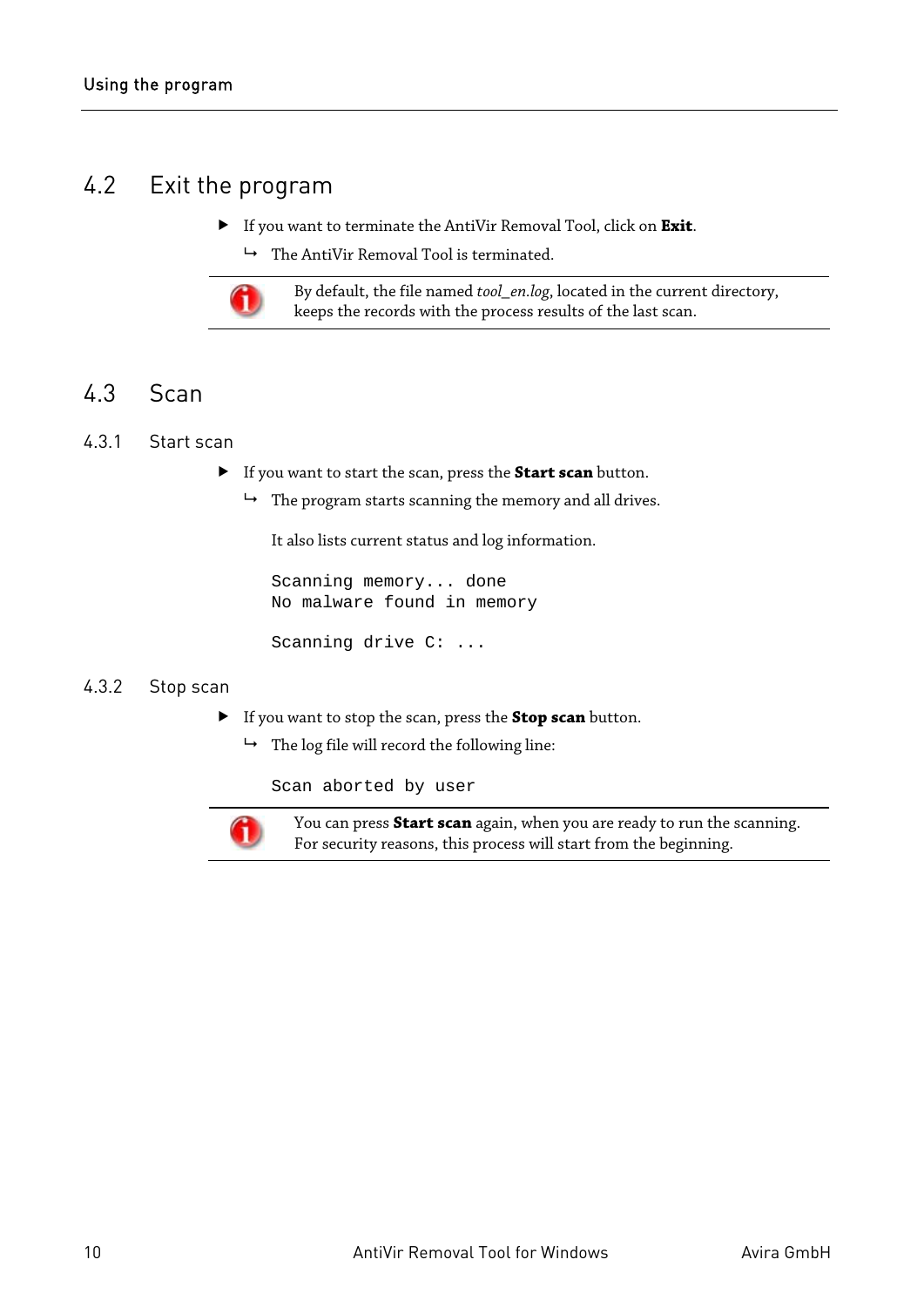## 4.2 Exit the program

- If you want to terminate the AntiVir Removal Tool, click on **Exit**.
  - ↳ The AntiVir Removal Tool is terminated.

> By default, the file named *tool_en.log*, located in the current directory, keeps the records with the process results of the last scan.

## 4.3 Scan

### 4.3.1 Start scan

- If you want to start the scan, press the **Start scan** button.
  - ↳ The program starts scanning the memory and all drives.

    It also lists current status and log information.

```
Scanning memory... done
No malware found in memory

Scanning drive C: ...
```

### 4.3.2 Stop scan

- If you want to stop the scan, press the **Stop scan** button.
  - ↳ The log file will record the following line:

```
Scan aborted by user
```

> You can press **Start scan** again, when you are ready to run the scanning. For security reasons, this process will start from the beginning.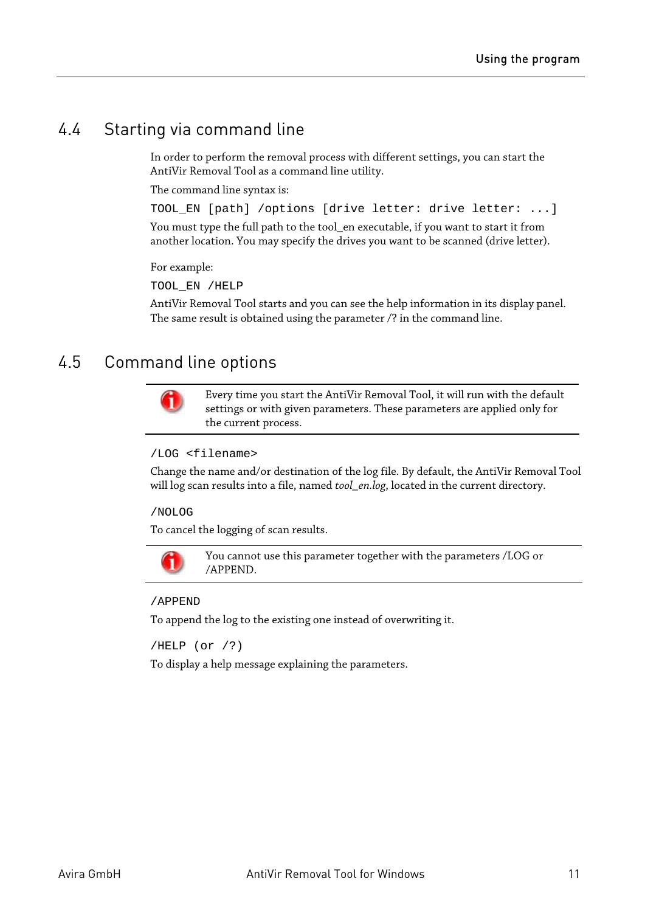## 4.4 Starting via command line

In order to perform the removal process with different settings, you can start the AntiVir Removal Tool as a command line utility.

The command line syntax is:

```
TOOL_EN [path] /options [drive letter: drive letter: ...]
```

You must type the full path to the tool_en executable, if you want to start it from another location. You may specify the drives you want to be scanned (drive letter).

For example:

```
TOOL_EN /HELP
```

AntiVir Removal Tool starts and you can see the help information in its display panel. The same result is obtained using the parameter /? in the command line.

## 4.5 Command line options

> Every time you start the AntiVir Removal Tool, it will run with the default settings or with given parameters. These parameters are applied only for the current process.

`/LOG <filename>`

Change the name and/or destination of the log file. By default, the AntiVir Removal Tool will log scan results into a file, named *tool_en.log*, located in the current directory.

`/NOLOG`

To cancel the logging of scan results.

> You cannot use this parameter together with the parameters /LOG or /APPEND.

`/APPEND`

To append the log to the existing one instead of overwriting it.

`/HELP (or /?)`

To display a help message explaining the parameters.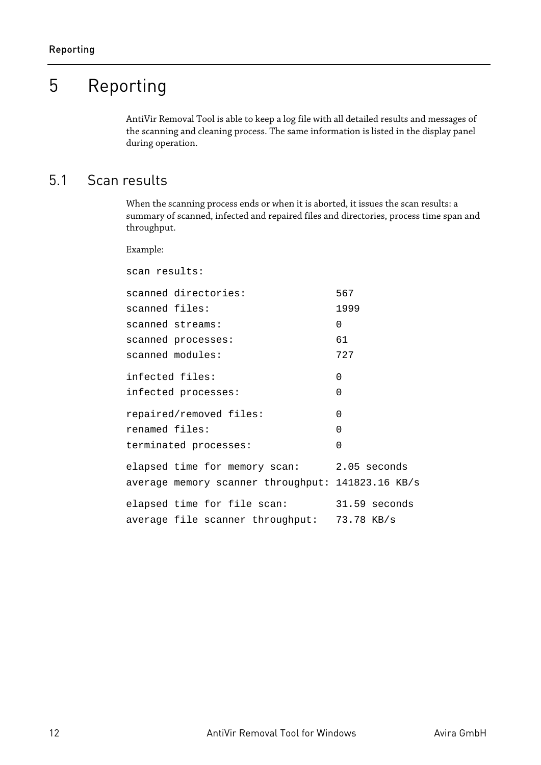# 5 Reporting

AntiVir Removal Tool is able to keep a log file with all detailed results and messages of the scanning and cleaning process. The same information is listed in the display panel during operation.

## 5.1 Scan results

When the scanning process ends or when it is aborted, it issues the scan results: a summary of scanned, infected and repaired files and directories, process time span and throughput.

Example:

```
scan results:

scanned directories:               567
scanned files:                     1999
scanned streams:                   0
scanned processes:                 61
scanned modules:                   727

infected files:                    0
infected processes:                0

repaired/removed files:            0
renamed files:                     0
terminated processes:              0

elapsed time for memory scan:      2.05 seconds
average memory scanner throughput: 141823.16 KB/s

elapsed time for file scan:        31.59 seconds
average file scanner throughput:   73.78 KB/s
```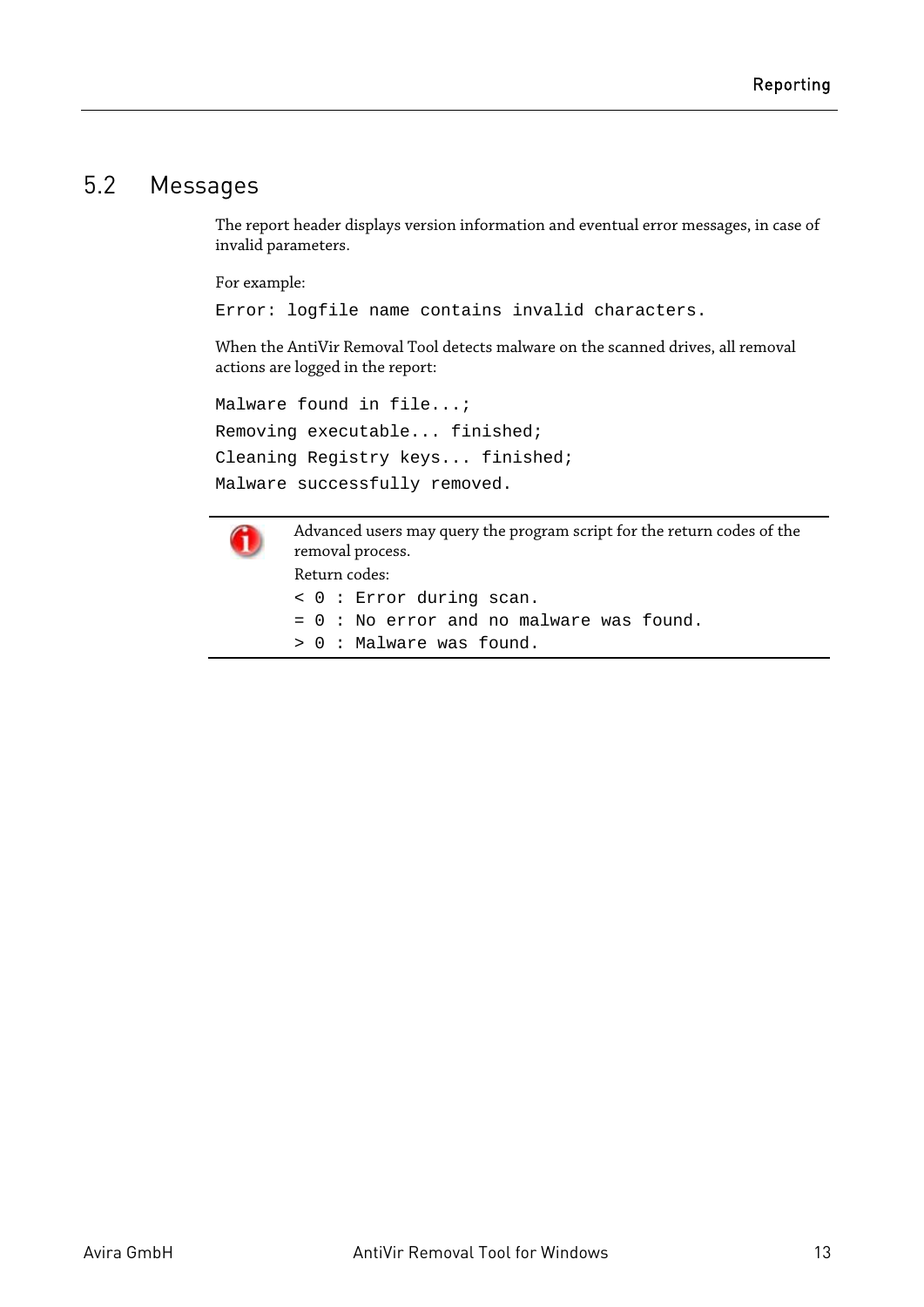## 5.2 Messages

The report header displays version information and eventual error messages, in case of invalid parameters.

For example:

```
Error: logfile name contains invalid characters.
```

When the AntiVir Removal Tool detects malware on the scanned drives, all removal actions are logged in the report:

```
Malware found in file...;
Removing executable... finished;
Cleaning Registry keys... finished;
Malware successfully removed.
```

---

Advanced users may query the program script for the return codes of the removal process.

Return codes:

```
< 0 : Error during scan.
= 0 : No error and no malware was found.
> 0 : Malware was found.
```

---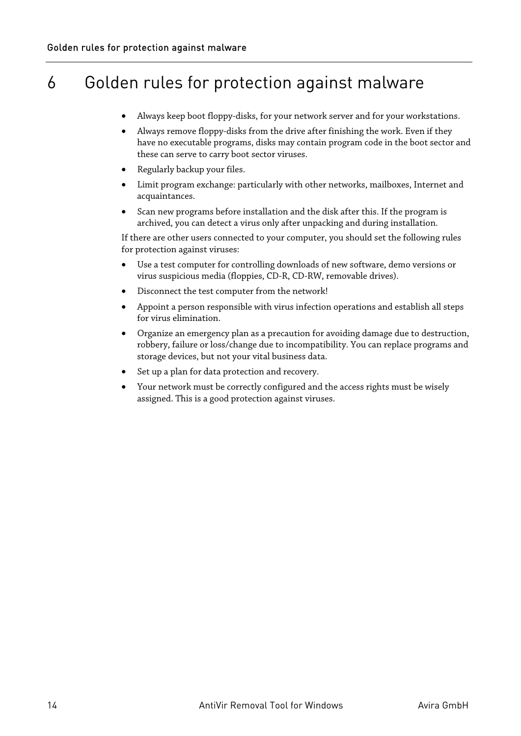# 6 Golden rules for protection against malware

- Always keep boot floppy-disks, for your network server and for your workstations.
- Always remove floppy-disks from the drive after finishing the work. Even if they have no executable programs, disks may contain program code in the boot sector and these can serve to carry boot sector viruses.
- Regularly backup your files.
- Limit program exchange: particularly with other networks, mailboxes, Internet and acquaintances.
- Scan new programs before installation and the disk after this. If the program is archived, you can detect a virus only after unpacking and during installation.

If there are other users connected to your computer, you should set the following rules for protection against viruses:

- Use a test computer for controlling downloads of new software, demo versions or virus suspicious media (floppies, CD-R, CD-RW, removable drives).
- Disconnect the test computer from the network!
- Appoint a person responsible with virus infection operations and establish all steps for virus elimination.
- Organize an emergency plan as a precaution for avoiding damage due to destruction, robbery, failure or loss/change due to incompatibility. You can replace programs and storage devices, but not your vital business data.
- Set up a plan for data protection and recovery.
- Your network must be correctly configured and the access rights must be wisely assigned. This is a good protection against viruses.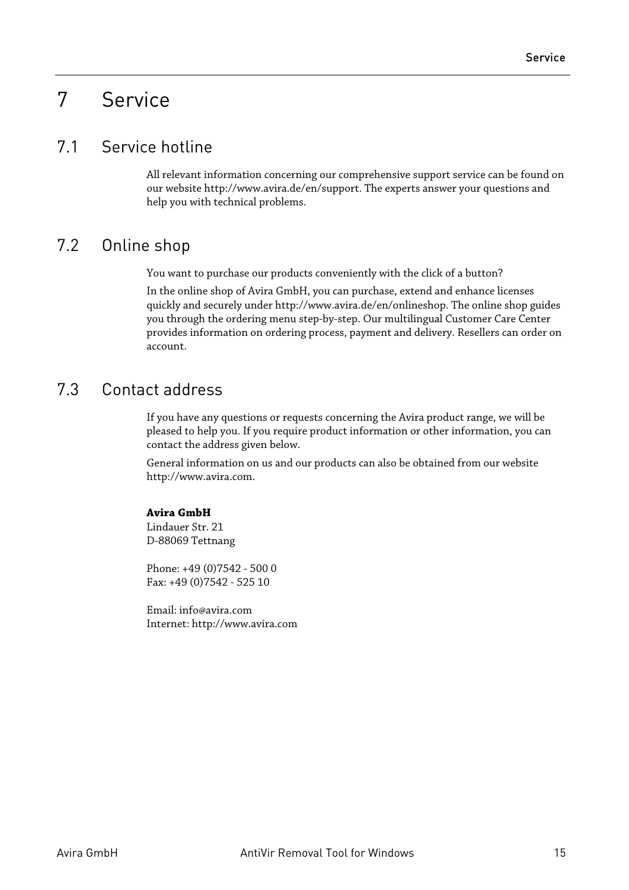# 7 Service

## 7.1 Service hotline

All relevant information concerning our comprehensive support service can be found on our website http://www.avira.de/en/support. The experts answer your questions and help you with technical problems.

## 7.2 Online shop

You want to purchase our products conveniently with the click of a button?

In the online shop of Avira GmbH, you can purchase, extend and enhance licenses quickly and securely under http://www.avira.de/en/onlineshop. The online shop guides you through the ordering menu step-by-step. Our multilingual Customer Care Center provides information on ordering process, payment and delivery. Resellers can order on account.

## 7.3 Contact address

If you have any questions or requests concerning the Avira product range, we will be pleased to help you. If you require product information or other information, you can contact the address given below.

General information on us and our products can also be obtained from our website http://www.avira.com.

**Avira GmbH**
Lindauer Str. 21
D-88069 Tettnang

Phone: +49 (0)7542 - 500 0
Fax: +49 (0)7542 - 525 10

Email: info@avira.com
Internet: http://www.avira.com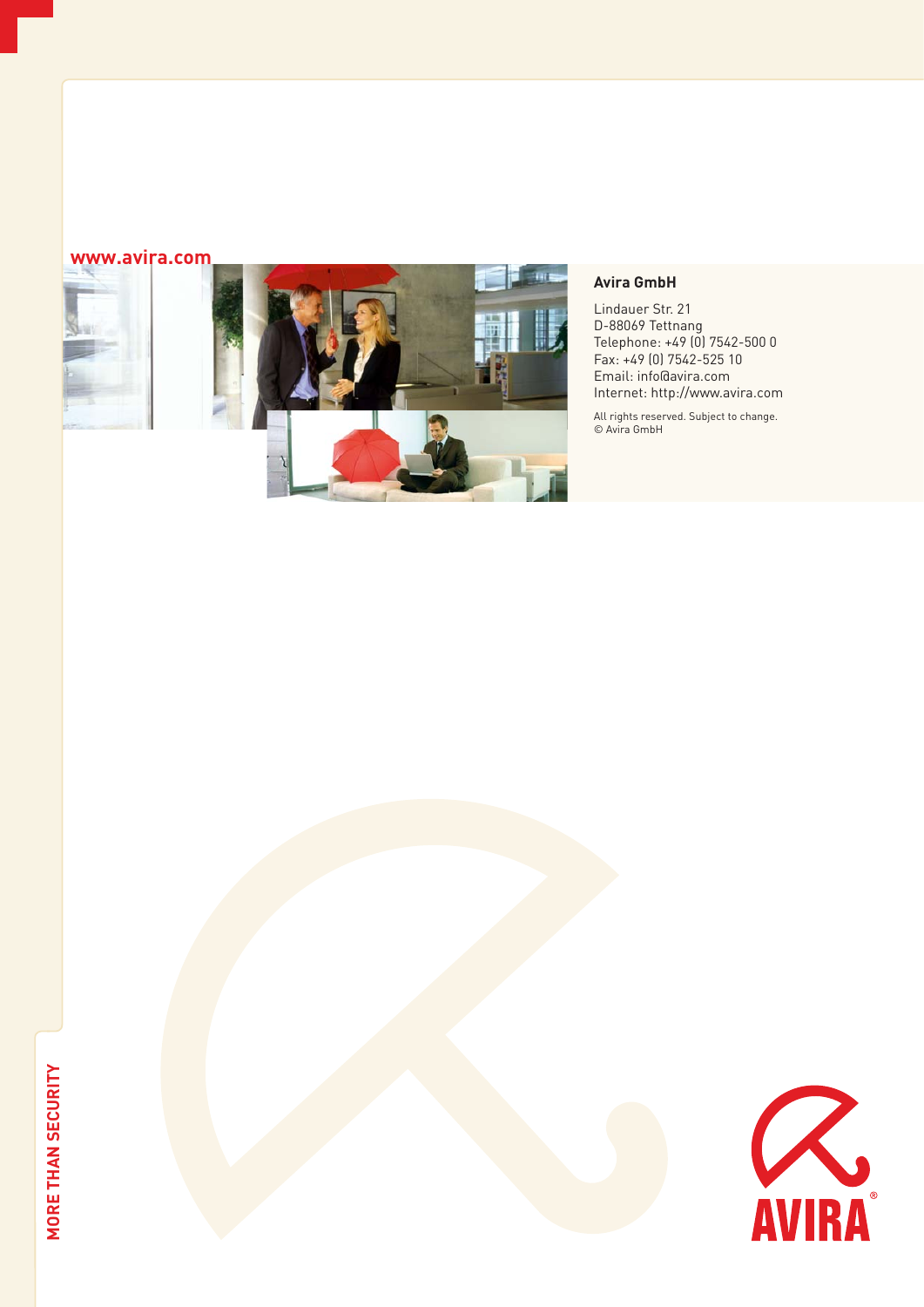www.avira.com

**Avira GmbH**

Lindauer Str. 21
D-88069 Tettnang
Telephone: +49 (0) 7542-500 0
Fax: +49 (0) 7542-525 10
Email: info@avira.com
Internet: http://www.avira.com

All rights reserved. Subject to change.
© Avira GmbH

MORE THAN SECURITY

AVIRA®